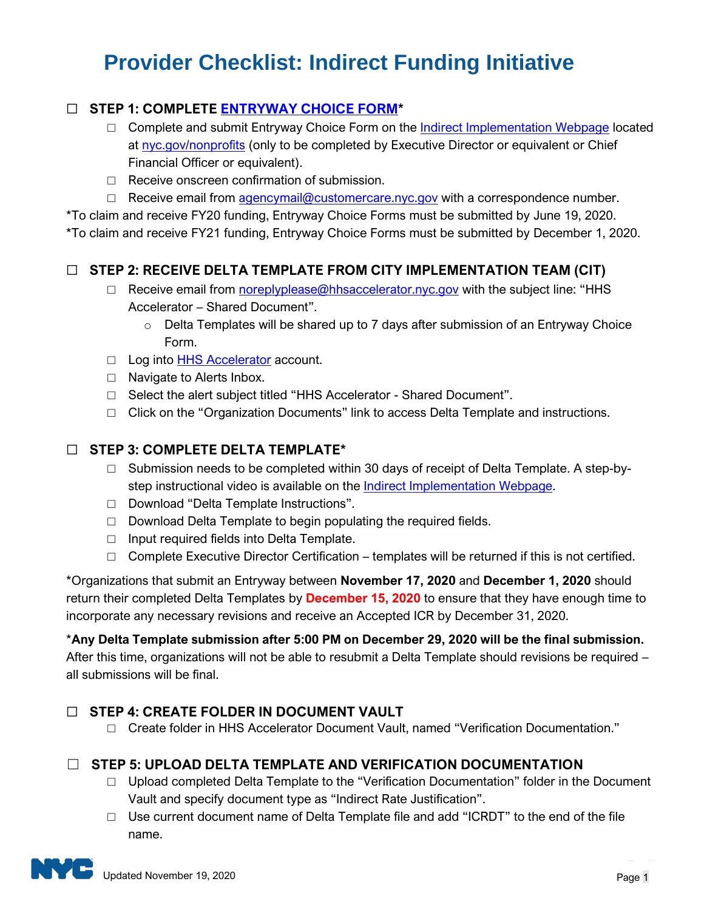# Provider Checklist: Indirect Funding Initiative

## ☐ STEP 1: COMPLETE ENTRYWAY CHOICE FORM*

- ☐ Complete and submit Entryway Choice Form on the Indirect Implementation Webpage located at nyc.gov/nonprofits (only to be completed by Executive Director or equivalent or Chief Financial Officer or equivalent).
- ☐ Receive onscreen confirmation of submission.
- ☐ Receive email from agencymail@customercare.nyc.gov with a correspondence number.

*To claim and receive FY20 funding, Entryway Choice Forms must be submitted by June 19, 2020.
*To claim and receive FY21 funding, Entryway Choice Forms must be submitted by December 1, 2020.

## ☐ STEP 2: RECEIVE DELTA TEMPLATE FROM CITY IMPLEMENTATION TEAM (CIT)

- ☐ Receive email from noreplyplease@hhsaccelerator.nyc.gov with the subject line: "HHS Accelerator – Shared Document".
  - Delta Templates will be shared up to 7 days after submission of an Entryway Choice Form.
- ☐ Log into HHS Accelerator account.
- ☐ Navigate to Alerts Inbox.
- ☐ Select the alert subject titled "HHS Accelerator - Shared Document".
- ☐ Click on the "Organization Documents" link to access Delta Template and instructions.

## ☐ STEP 3: COMPLETE DELTA TEMPLATE*

- ☐ Submission needs to be completed within 30 days of receipt of Delta Template. A step-by-step instructional video is available on the Indirect Implementation Webpage.
- ☐ Download "Delta Template Instructions".
- ☐ Download Delta Template to begin populating the required fields.
- ☐ Input required fields into Delta Template.
- ☐ Complete Executive Director Certification – templates will be returned if this is not certified.

*Organizations that submit an Entryway between **November 17, 2020** and **December 1, 2020** should return their completed Delta Templates by **December 15, 2020** to ensure that they have enough time to incorporate any necessary revisions and receive an Accepted ICR by December 31, 2020.

***Any Delta Template submission after 5:00 PM on December 29, 2020 will be the final submission.** After this time, organizations will not be able to resubmit a Delta Template should revisions be required – all submissions will be final.

## ☐ STEP 4: CREATE FOLDER IN DOCUMENT VAULT

- ☐ Create folder in HHS Accelerator Document Vault, named "Verification Documentation."

## ☐ STEP 5: UPLOAD DELTA TEMPLATE AND VERIFICATION DOCUMENTATION

- ☐ Upload completed Delta Template to the "Verification Documentation" folder in the Document Vault and specify document type as "Indirect Rate Justification".
- ☐ Use current document name of Delta Template file and add "ICRDT" to the end of the file name.

Updated November 19, 2020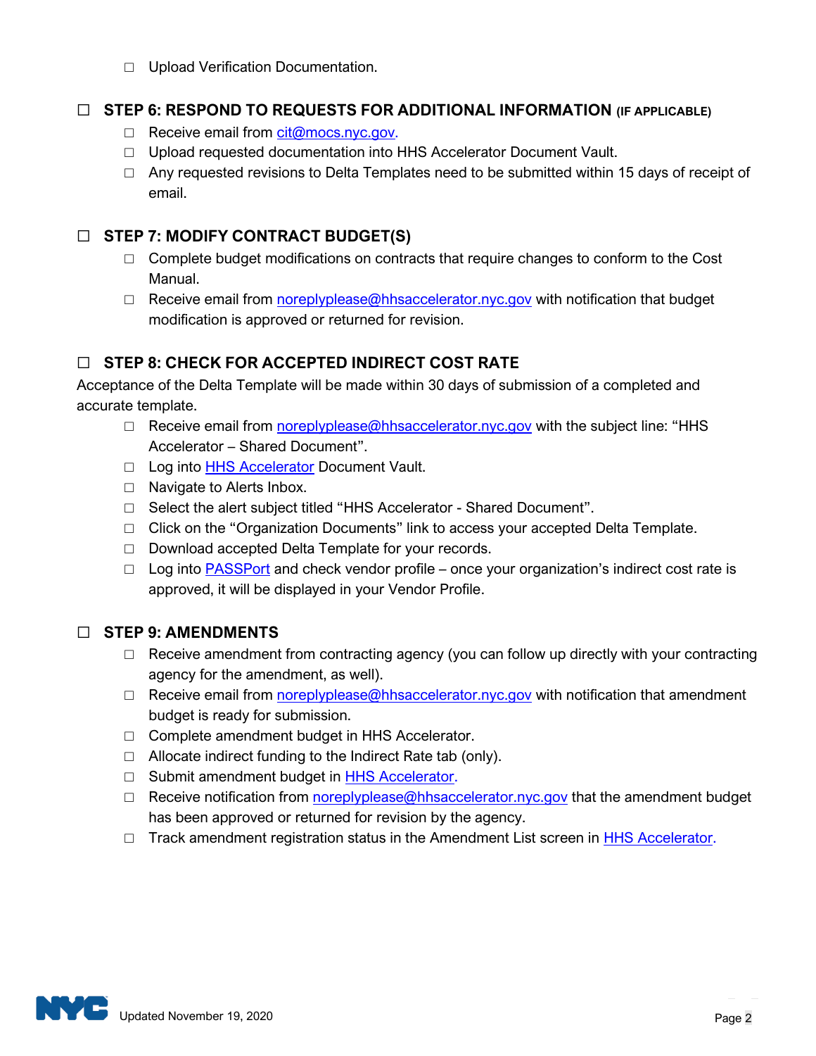- ☐ Upload Verification Documentation.

## ☐ STEP 6: RESPOND TO REQUESTS FOR ADDITIONAL INFORMATION (IF APPLICABLE)

- ☐ Receive email from cit@mocs.nyc.gov.
- ☐ Upload requested documentation into HHS Accelerator Document Vault.
- ☐ Any requested revisions to Delta Templates need to be submitted within 15 days of receipt of email.

## ☐ STEP 7: MODIFY CONTRACT BUDGET(S)

- ☐ Complete budget modifications on contracts that require changes to conform to the Cost Manual.
- ☐ Receive email from noreplyplease@hhsaccelerator.nyc.gov with notification that budget modification is approved or returned for revision.

## ☐ STEP 8: CHECK FOR ACCEPTED INDIRECT COST RATE

Acceptance of the Delta Template will be made within 30 days of submission of a completed and accurate template.

- ☐ Receive email from noreplyplease@hhsaccelerator.nyc.gov with the subject line: "HHS Accelerator – Shared Document".
- ☐ Log into HHS Accelerator Document Vault.
- ☐ Navigate to Alerts Inbox.
- ☐ Select the alert subject titled "HHS Accelerator - Shared Document".
- ☐ Click on the "Organization Documents" link to access your accepted Delta Template.
- ☐ Download accepted Delta Template for your records.
- ☐ Log into PASSPort and check vendor profile – once your organization's indirect cost rate is approved, it will be displayed in your Vendor Profile.

## ☐ STEP 9: AMENDMENTS

- ☐ Receive amendment from contracting agency (you can follow up directly with your contracting agency for the amendment, as well).
- ☐ Receive email from noreplyplease@hhsaccelerator.nyc.gov with notification that amendment budget is ready for submission.
- ☐ Complete amendment budget in HHS Accelerator.
- ☐ Allocate indirect funding to the Indirect Rate tab (only).
- ☐ Submit amendment budget in HHS Accelerator.
- ☐ Receive notification from noreplyplease@hhsaccelerator.nyc.gov that the amendment budget has been approved or returned for revision by the agency.
- ☐ Track amendment registration status in the Amendment List screen in HHS Accelerator.

Updated November 19, 2020